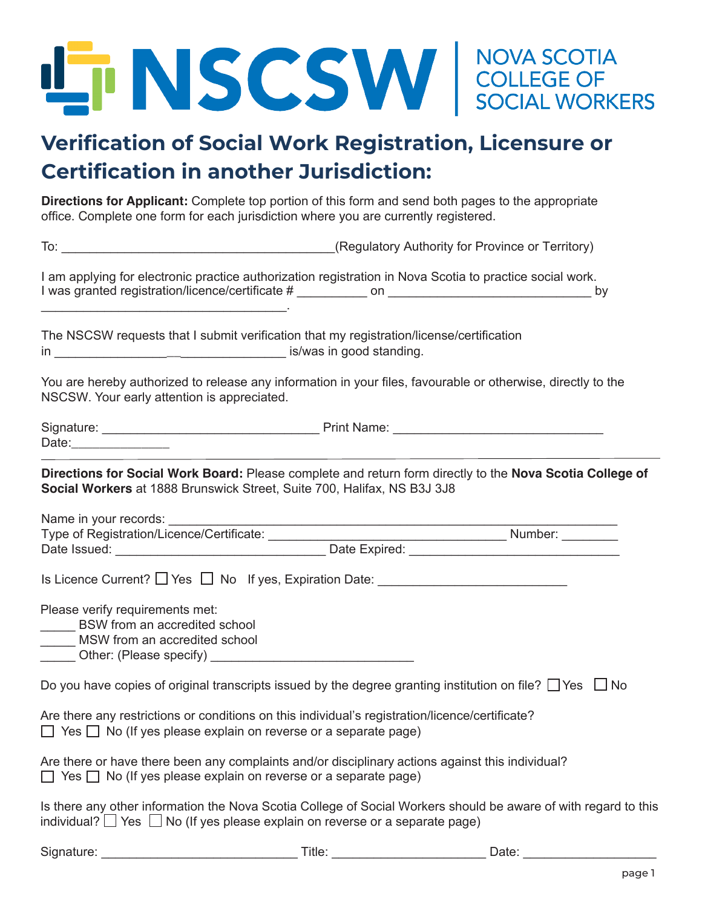NSCSW | NOVA SCOTIA COLLEGE OF SOCIAL WORKERS

# Verification of Social Work Registration, Licensure or Certification in another Jurisdiction:

**Directions for Applicant:** Complete top portion of this form and send both pages to the appropriate office. Complete one form for each jurisdiction where you are currently registered.

To: _______________________________________(Regulatory Authority for Province or Territory)

I am applying for electronic practice authorization registration in Nova Scotia to practice social work. I was granted registration/licence/certificate # __________ on _____________________________ by ___________________________________.

The NSCSW requests that I submit verification that my registration/license/certification in __________________________________ is/was in good standing.

You are hereby authorized to release any information in your files, favourable or otherwise, directly to the NSCSW. Your early attention is appreciated.

Signature: _______________________________ Print Name: ______________________________
Date:______________

---

**Directions for Social Work Board:** Please complete and return form directly to the **Nova Scotia College of Social Workers** at 1888 Brunswick Street, Suite 700, Halifax, NS B3J 3J8

Name in your records: ____________________________________________________________
Type of Registration/Licence/Certificate: __________________________________ Number: ________
Date Issued: ______________________________ Date Expired: ______________________________

Is Licence Current? ☐ Yes ☐ No If yes, Expiration Date: ___________________________

Please verify requirements met:
_____ BSW from an accredited school
_____ MSW from an accredited school
_____ Other: (Please specify) _____________________________

Do you have copies of original transcripts issued by the degree granting institution on file? ☐ Yes ☐ No

Are there any restrictions or conditions on this individual's registration/licence/certificate?
☐ Yes ☐ No (If yes please explain on reverse or a separate page)

Are there or have there been any complaints and/or disciplinary actions against this individual?
☐ Yes ☐ No (If yes please explain on reverse or a separate page)

Is there any other information the Nova Scotia College of Social Workers should be aware of with regard to this individual? ☐ Yes ☐ No (If yes please explain on reverse or a separate page)

Signature: ____________________________ Title: ______________________ Date: ___________________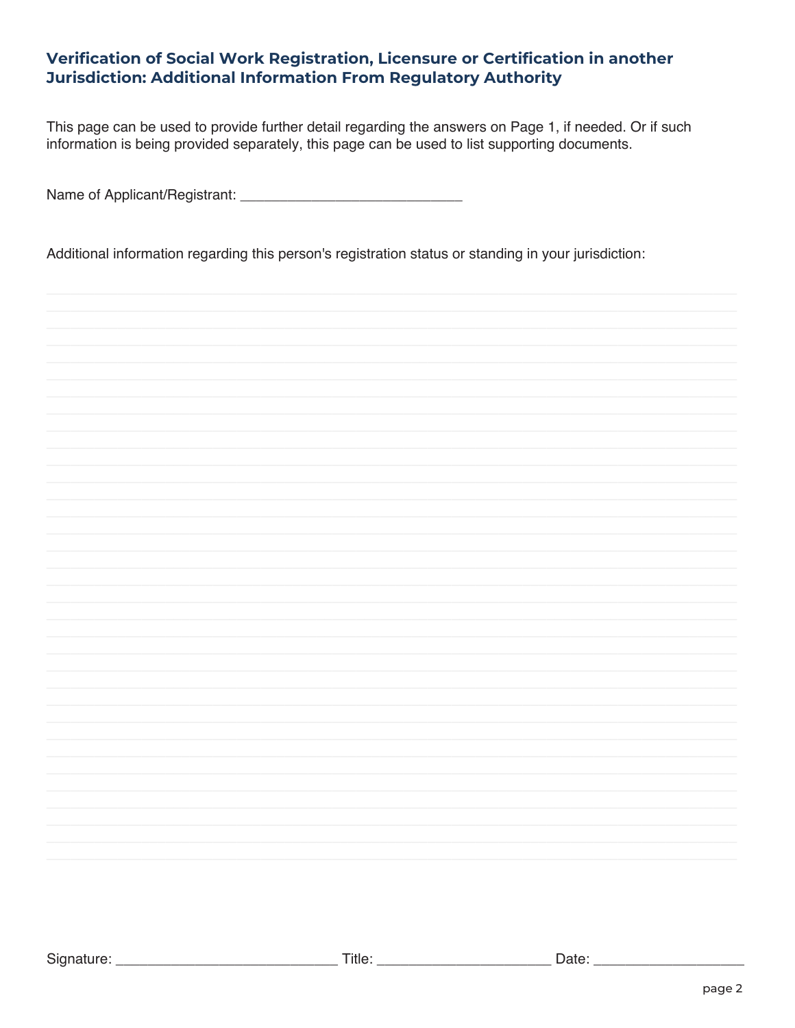## Verification of Social Work Registration, Licensure or Certification in another Jurisdiction: Additional Information From Regulatory Authority

This page can be used to provide further detail regarding the answers on Page 1, if needed. Or if such information is being provided separately, this page can be used to list supporting documents.

Name of Applicant/Registrant: ____________________________

Additional information regarding this person's registration status or standing in your jurisdiction:

Signature: ____________________________ Title: ______________________ Date: ___________________